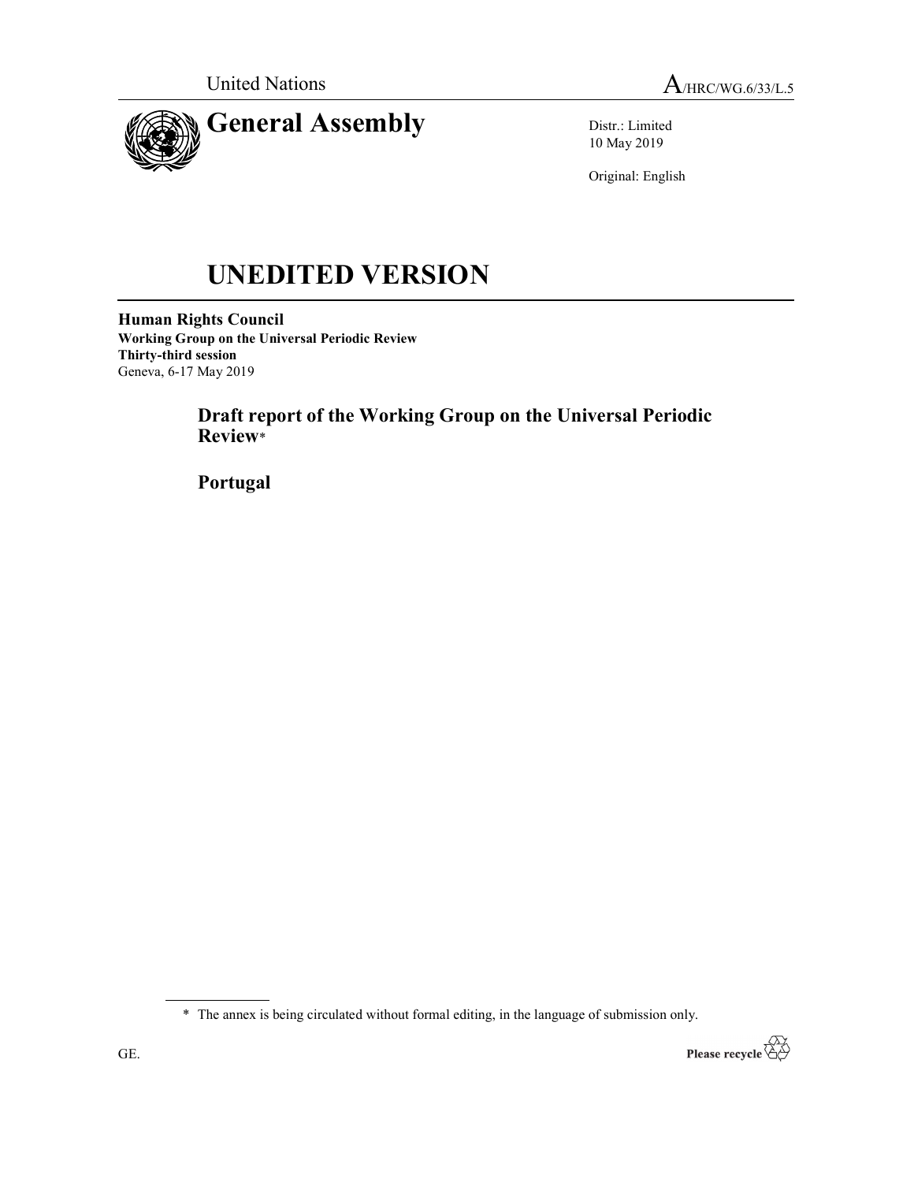United Nations

A/HRC/WG.6/33/L.5

# General Assembly

Distr.: Limited
10 May 2019

Original: English

# UNEDITED VERSION

**Human Rights Council**
**Working Group on the Universal Periodic Review**
**Thirty-third session**
Geneva, 6-17 May 2019

## Draft report of the Working Group on the Universal Periodic Review*

## Portugal

---

\* The annex is being circulated without formal editing, in the language of submission only.

GE.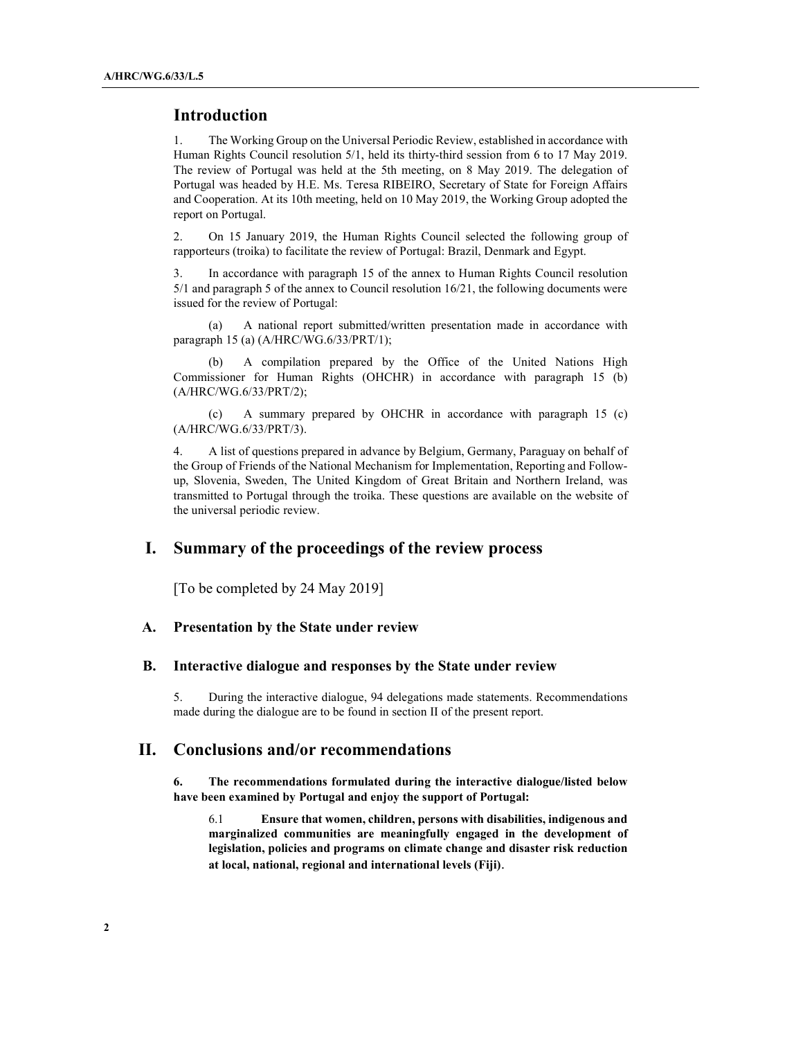## Introduction

1. The Working Group on the Universal Periodic Review, established in accordance with Human Rights Council resolution 5/1, held its thirty-third session from 6 to 17 May 2019. The review of Portugal was held at the 5th meeting, on 8 May 2019. The delegation of Portugal was headed by H.E. Ms. Teresa RIBEIRO, Secretary of State for Foreign Affairs and Cooperation. At its 10th meeting, held on 10 May 2019, the Working Group adopted the report on Portugal.

2. On 15 January 2019, the Human Rights Council selected the following group of rapporteurs (troika) to facilitate the review of Portugal: Brazil, Denmark and Egypt.

3. In accordance with paragraph 15 of the annex to Human Rights Council resolution 5/1 and paragraph 5 of the annex to Council resolution 16/21, the following documents were issued for the review of Portugal:

(a) A national report submitted/written presentation made in accordance with paragraph 15 (a) (A/HRC/WG.6/33/PRT/1);

(b) A compilation prepared by the Office of the United Nations High Commissioner for Human Rights (OHCHR) in accordance with paragraph 15 (b) (A/HRC/WG.6/33/PRT/2);

(c) A summary prepared by OHCHR in accordance with paragraph 15 (c) (A/HRC/WG.6/33/PRT/3).

4. A list of questions prepared in advance by Belgium, Germany, Paraguay on behalf of the Group of Friends of the National Mechanism for Implementation, Reporting and Follow-up, Slovenia, Sweden, The United Kingdom of Great Britain and Northern Ireland, was transmitted to Portugal through the troika. These questions are available on the website of the universal periodic review.

## I. Summary of the proceedings of the review process

[To be completed by 24 May 2019]

### A. Presentation by the State under review

### B. Interactive dialogue and responses by the State under review

5. During the interactive dialogue, 94 delegations made statements. Recommendations made during the dialogue are to be found in section II of the present report.

## II. Conclusions and/or recommendations

**6. The recommendations formulated during the interactive dialogue/listed below have been examined by Portugal and enjoy the support of Portugal:**

6.1 **Ensure that women, children, persons with disabilities, indigenous and marginalized communities are meaningfully engaged in the development of legislation, policies and programs on climate change and disaster risk reduction at local, national, regional and international levels (Fiji).**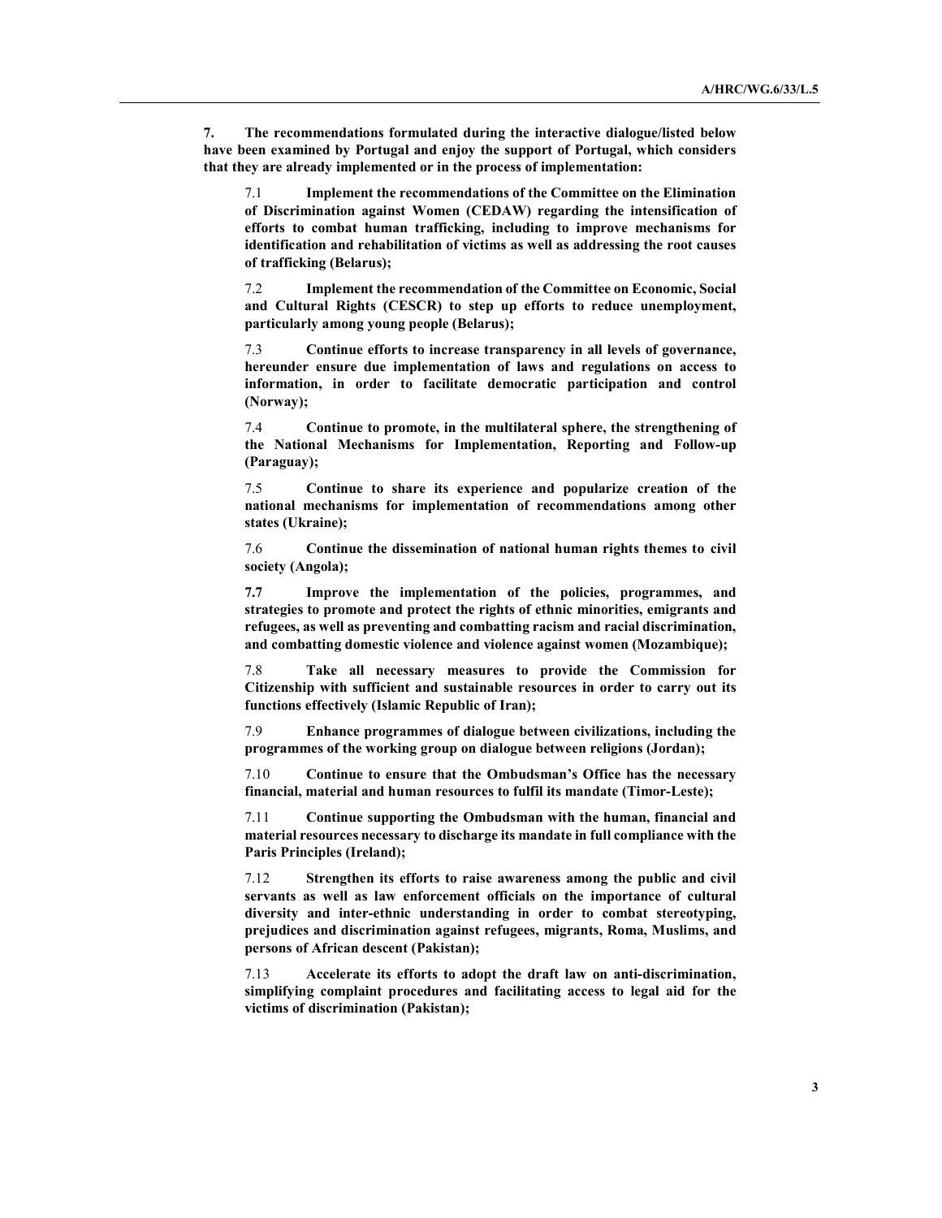**7. The recommendations formulated during the interactive dialogue/listed below have been examined by Portugal and enjoy the support of Portugal, which considers that they are already implemented or in the process of implementation:**

7.1 **Implement the recommendations of the Committee on the Elimination of Discrimination against Women (CEDAW) regarding the intensification of efforts to combat human trafficking, including to improve mechanisms for identification and rehabilitation of victims as well as addressing the root causes of trafficking (Belarus);**

7.2 **Implement the recommendation of the Committee on Economic, Social and Cultural Rights (CESCR) to step up efforts to reduce unemployment, particularly among young people (Belarus);**

7.3 **Continue efforts to increase transparency in all levels of governance, hereunder ensure due implementation of laws and regulations on access to information, in order to facilitate democratic participation and control (Norway);**

7.4 **Continue to promote, in the multilateral sphere, the strengthening of the National Mechanisms for Implementation, Reporting and Follow-up (Paraguay);**

7.5 **Continue to share its experience and popularize creation of the national mechanisms for implementation of recommendations among other states (Ukraine);**

7.6 **Continue the dissemination of national human rights themes to civil society (Angola);**

**7.7 Improve the implementation of the policies, programmes, and strategies to promote and protect the rights of ethnic minorities, emigrants and refugees, as well as preventing and combatting racism and racial discrimination, and combatting domestic violence and violence against women (Mozambique);**

7.8 **Take all necessary measures to provide the Commission for Citizenship with sufficient and sustainable resources in order to carry out its functions effectively (Islamic Republic of Iran);**

7.9 **Enhance programmes of dialogue between civilizations, including the programmes of the working group on dialogue between religions (Jordan);**

7.10 **Continue to ensure that the Ombudsman's Office has the necessary financial, material and human resources to fulfil its mandate (Timor-Leste);**

7.11 **Continue supporting the Ombudsman with the human, financial and material resources necessary to discharge its mandate in full compliance with the Paris Principles (Ireland);**

7.12 **Strengthen its efforts to raise awareness among the public and civil servants as well as law enforcement officials on the importance of cultural diversity and inter-ethnic understanding in order to combat stereotyping, prejudices and discrimination against refugees, migrants, Roma, Muslims, and persons of African descent (Pakistan);**

7.13 **Accelerate its efforts to adopt the draft law on anti-discrimination, simplifying complaint procedures and facilitating access to legal aid for the victims of discrimination (Pakistan);**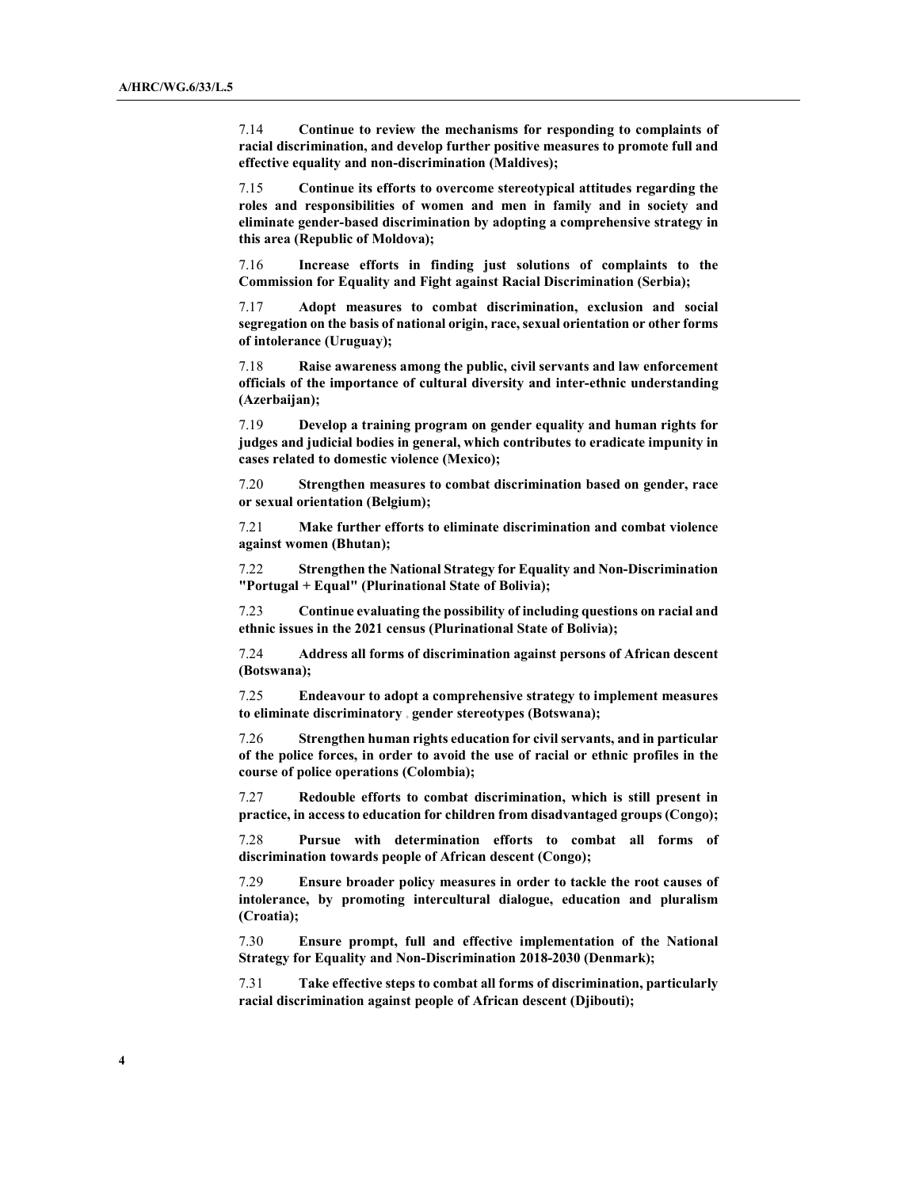7.14 **Continue to review the mechanisms for responding to complaints of racial discrimination, and develop further positive measures to promote full and effective equality and non-discrimination (Maldives);**

7.15 **Continue its efforts to overcome stereotypical attitudes regarding the roles and responsibilities of women and men in family and in society and eliminate gender-based discrimination by adopting a comprehensive strategy in this area (Republic of Moldova);**

7.16 **Increase efforts in finding just solutions of complaints to the Commission for Equality and Fight against Racial Discrimination (Serbia);**

7.17 **Adopt measures to combat discrimination, exclusion and social segregation on the basis of national origin, race, sexual orientation or other forms of intolerance (Uruguay);**

7.18 **Raise awareness among the public, civil servants and law enforcement officials of the importance of cultural diversity and inter-ethnic understanding (Azerbaijan);**

7.19 **Develop a training program on gender equality and human rights for judges and judicial bodies in general, which contributes to eradicate impunity in cases related to domestic violence (Mexico);**

7.20 **Strengthen measures to combat discrimination based on gender, race or sexual orientation (Belgium);**

7.21 **Make further efforts to eliminate discrimination and combat violence against women (Bhutan);**

7.22 **Strengthen the National Strategy for Equality and Non-Discrimination "Portugal + Equal" (Plurinational State of Bolivia);**

7.23 **Continue evaluating the possibility of including questions on racial and ethnic issues in the 2021 census (Plurinational State of Bolivia);**

7.24 **Address all forms of discrimination against persons of African descent (Botswana);**

7.25 **Endeavour to adopt a comprehensive strategy to implement measures to eliminate discriminatory gender stereotypes (Botswana);**

7.26 **Strengthen human rights education for civil servants, and in particular of the police forces, in order to avoid the use of racial or ethnic profiles in the course of police operations (Colombia);**

7.27 **Redouble efforts to combat discrimination, which is still present in practice, in access to education for children from disadvantaged groups (Congo);**

7.28 **Pursue with determination efforts to combat all forms of discrimination towards people of African descent (Congo);**

7.29 **Ensure broader policy measures in order to tackle the root causes of intolerance, by promoting intercultural dialogue, education and pluralism (Croatia);**

7.30 **Ensure prompt, full and effective implementation of the National Strategy for Equality and Non-Discrimination 2018-2030 (Denmark);**

7.31 **Take effective steps to combat all forms of discrimination, particularly racial discrimination against people of African descent (Djibouti);**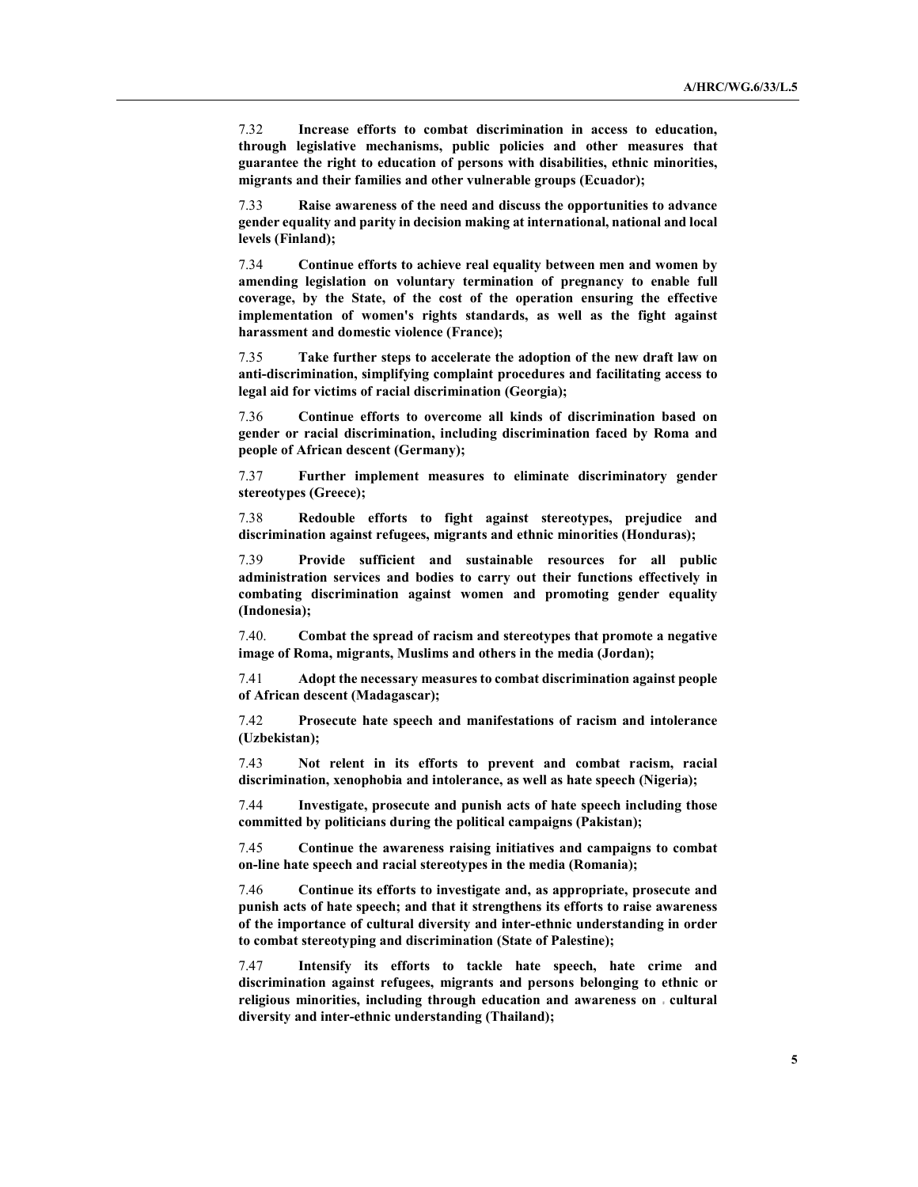7.32 **Increase efforts to combat discrimination in access to education, through legislative mechanisms, public policies and other measures that guarantee the right to education of persons with disabilities, ethnic minorities, migrants and their families and other vulnerable groups (Ecuador);**

7.33 **Raise awareness of the need and discuss the opportunities to advance gender equality and parity in decision making at international, national and local levels (Finland);**

7.34 **Continue efforts to achieve real equality between men and women by amending legislation on voluntary termination of pregnancy to enable full coverage, by the State, of the cost of the operation ensuring the effective implementation of women's rights standards, as well as the fight against harassment and domestic violence (France);**

7.35 **Take further steps to accelerate the adoption of the new draft law on anti-discrimination, simplifying complaint procedures and facilitating access to legal aid for victims of racial discrimination (Georgia);**

7.36 **Continue efforts to overcome all kinds of discrimination based on gender or racial discrimination, including discrimination faced by Roma and people of African descent (Germany);**

7.37 **Further implement measures to eliminate discriminatory gender stereotypes (Greece);**

7.38 **Redouble efforts to fight against stereotypes, prejudice and discrimination against refugees, migrants and ethnic minorities (Honduras);**

7.39 **Provide sufficient and sustainable resources for all public administration services and bodies to carry out their functions effectively in combating discrimination against women and promoting gender equality (Indonesia);**

7.40. **Combat the spread of racism and stereotypes that promote a negative image of Roma, migrants, Muslims and others in the media (Jordan);**

7.41 **Adopt the necessary measures to combat discrimination against people of African descent (Madagascar);**

7.42 **Prosecute hate speech and manifestations of racism and intolerance (Uzbekistan);**

7.43 **Not relent in its efforts to prevent and combat racism, racial discrimination, xenophobia and intolerance, as well as hate speech (Nigeria);**

7.44 **Investigate, prosecute and punish acts of hate speech including those committed by politicians during the political campaigns (Pakistan);**

7.45 **Continue the awareness raising initiatives and campaigns to combat on-line hate speech and racial stereotypes in the media (Romania);**

7.46 **Continue its efforts to investigate and, as appropriate, prosecute and punish acts of hate speech; and that it strengthens its efforts to raise awareness of the importance of cultural diversity and inter-ethnic understanding in order to combat stereotyping and discrimination (State of Palestine);**

7.47 **Intensify its efforts to tackle hate speech, hate crime and discrimination against refugees, migrants and persons belonging to ethnic or religious minorities, including through education and awareness on cultural diversity and inter-ethnic understanding (Thailand);**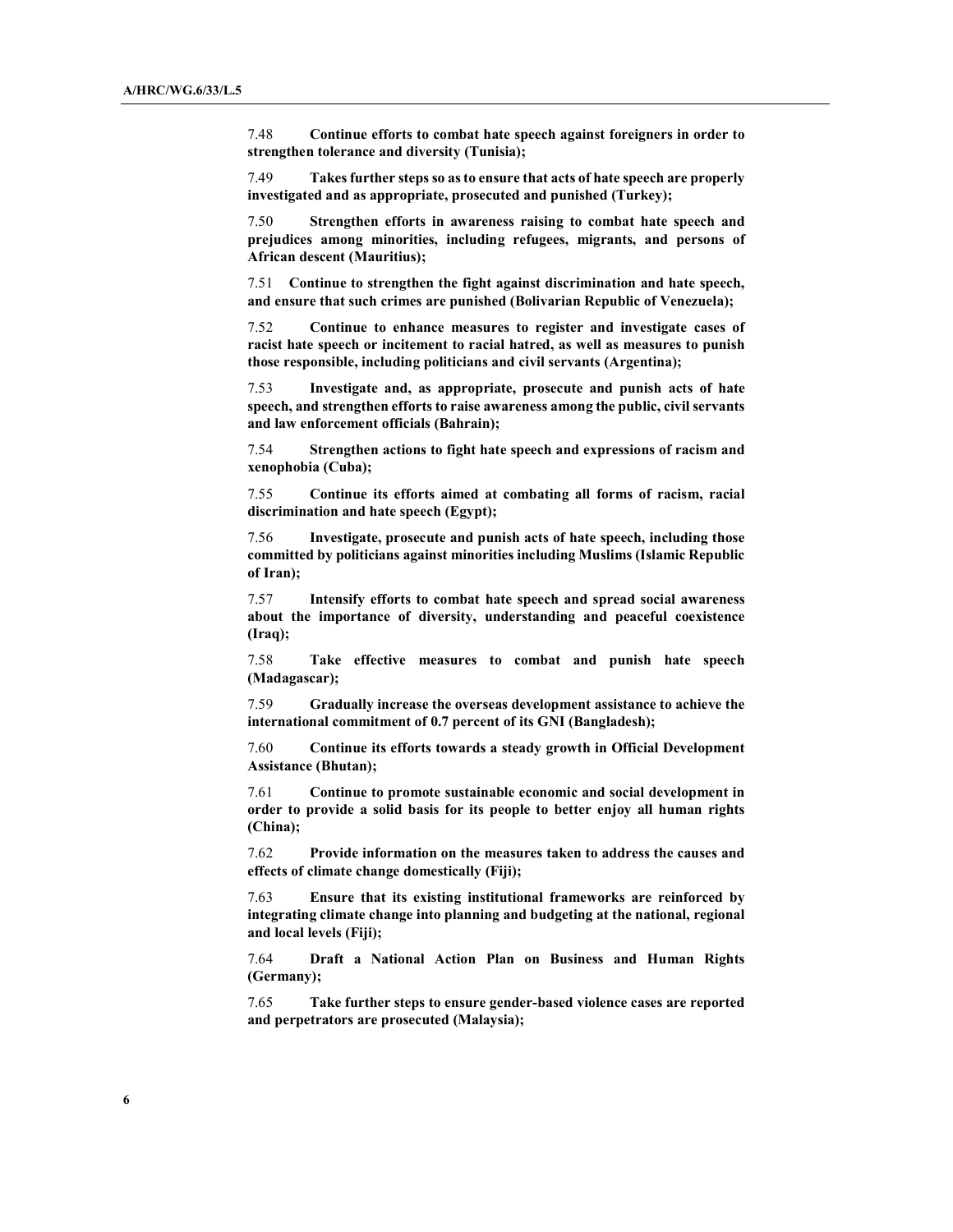7.48 **Continue efforts to combat hate speech against foreigners in order to strengthen tolerance and diversity (Tunisia);**

7.49 **Takes further steps so as to ensure that acts of hate speech are properly investigated and as appropriate, prosecuted and punished (Turkey);**

7.50 **Strengthen efforts in awareness raising to combat hate speech and prejudices among minorities, including refugees, migrants, and persons of African descent (Mauritius);**

7.51 **Continue to strengthen the fight against discrimination and hate speech, and ensure that such crimes are punished (Bolivarian Republic of Venezuela);**

7.52 **Continue to enhance measures to register and investigate cases of racist hate speech or incitement to racial hatred, as well as measures to punish those responsible, including politicians and civil servants (Argentina);**

7.53 **Investigate and, as appropriate, prosecute and punish acts of hate speech, and strengthen efforts to raise awareness among the public, civil servants and law enforcement officials (Bahrain);**

7.54 **Strengthen actions to fight hate speech and expressions of racism and xenophobia (Cuba);**

7.55 **Continue its efforts aimed at combating all forms of racism, racial discrimination and hate speech (Egypt);**

7.56 **Investigate, prosecute and punish acts of hate speech, including those committed by politicians against minorities including Muslims (Islamic Republic of Iran);**

7.57 **Intensify efforts to combat hate speech and spread social awareness about the importance of diversity, understanding and peaceful coexistence (Iraq);**

7.58 **Take effective measures to combat and punish hate speech (Madagascar);**

7.59 **Gradually increase the overseas development assistance to achieve the international commitment of 0.7 percent of its GNI (Bangladesh);**

7.60 **Continue its efforts towards a steady growth in Official Development Assistance (Bhutan);**

7.61 **Continue to promote sustainable economic and social development in order to provide a solid basis for its people to better enjoy all human rights (China);**

7.62 **Provide information on the measures taken to address the causes and effects of climate change domestically (Fiji);**

7.63 **Ensure that its existing institutional frameworks are reinforced by integrating climate change into planning and budgeting at the national, regional and local levels (Fiji);**

7.64 **Draft a National Action Plan on Business and Human Rights (Germany);**

7.65 **Take further steps to ensure gender-based violence cases are reported and perpetrators are prosecuted (Malaysia);**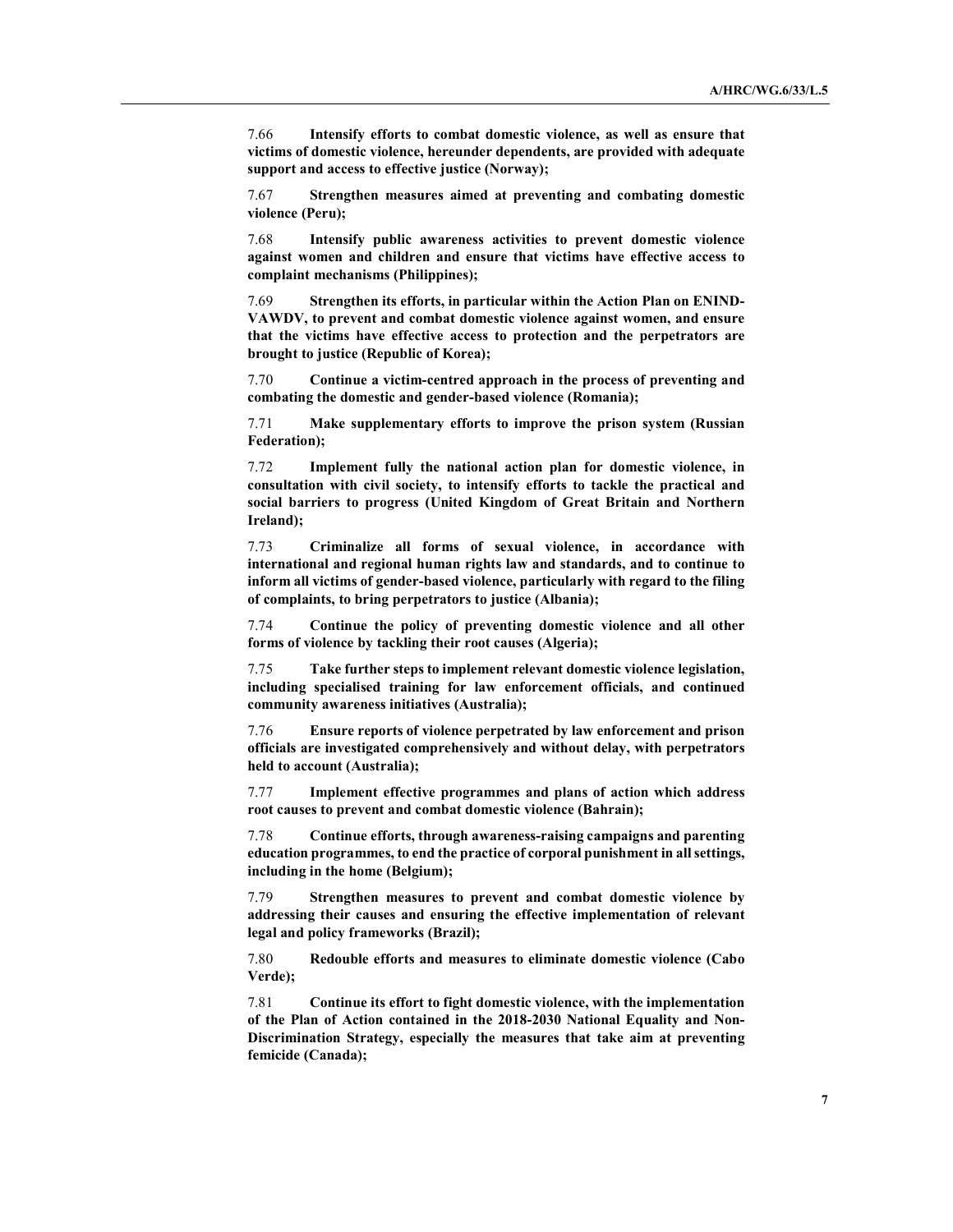7.66 **Intensify efforts to combat domestic violence, as well as ensure that victims of domestic violence, hereunder dependents, are provided with adequate support and access to effective justice (Norway);**

7.67 **Strengthen measures aimed at preventing and combating domestic violence (Peru);**

7.68 **Intensify public awareness activities to prevent domestic violence against women and children and ensure that victims have effective access to complaint mechanisms (Philippines);**

7.69 **Strengthen its efforts, in particular within the Action Plan on ENIND-VAWDV, to prevent and combat domestic violence against women, and ensure that the victims have effective access to protection and the perpetrators are brought to justice (Republic of Korea);**

7.70 **Continue a victim-centred approach in the process of preventing and combating the domestic and gender-based violence (Romania);**

7.71 **Make supplementary efforts to improve the prison system (Russian Federation);**

7.72 **Implement fully the national action plan for domestic violence, in consultation with civil society, to intensify efforts to tackle the practical and social barriers to progress (United Kingdom of Great Britain and Northern Ireland);**

7.73 **Criminalize all forms of sexual violence, in accordance with international and regional human rights law and standards, and to continue to inform all victims of gender-based violence, particularly with regard to the filing of complaints, to bring perpetrators to justice (Albania);**

7.74 **Continue the policy of preventing domestic violence and all other forms of violence by tackling their root causes (Algeria);**

7.75 **Take further steps to implement relevant domestic violence legislation, including specialised training for law enforcement officials, and continued community awareness initiatives (Australia);**

7.76 **Ensure reports of violence perpetrated by law enforcement and prison officials are investigated comprehensively and without delay, with perpetrators held to account (Australia);**

7.77 **Implement effective programmes and plans of action which address root causes to prevent and combat domestic violence (Bahrain);**

7.78 **Continue efforts, through awareness-raising campaigns and parenting education programmes, to end the practice of corporal punishment in all settings, including in the home (Belgium);**

7.79 **Strengthen measures to prevent and combat domestic violence by addressing their causes and ensuring the effective implementation of relevant legal and policy frameworks (Brazil);**

7.80 **Redouble efforts and measures to eliminate domestic violence (Cabo Verde);**

7.81 **Continue its effort to fight domestic violence, with the implementation of the Plan of Action contained in the 2018-2030 National Equality and Non-Discrimination Strategy, especially the measures that take aim at preventing femicide (Canada);**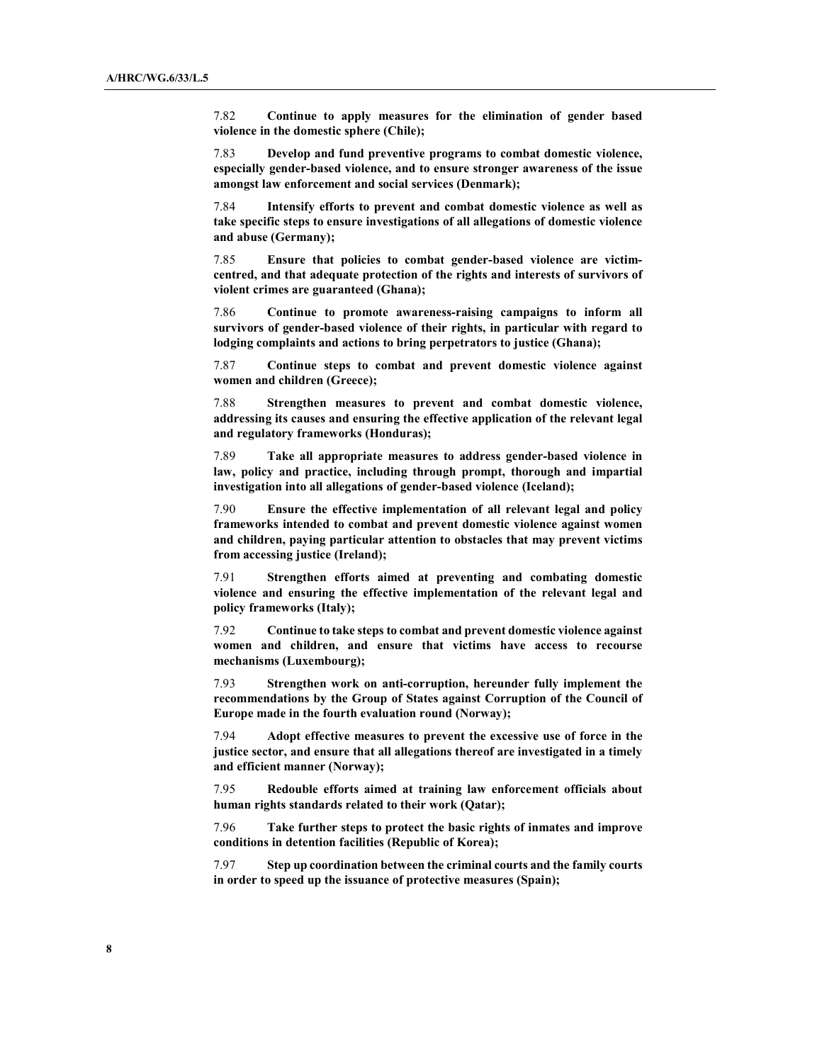7.82 **Continue to apply measures for the elimination of gender based violence in the domestic sphere (Chile);**

7.83 **Develop and fund preventive programs to combat domestic violence, especially gender-based violence, and to ensure stronger awareness of the issue amongst law enforcement and social services (Denmark);**

7.84 **Intensify efforts to prevent and combat domestic violence as well as take specific steps to ensure investigations of all allegations of domestic violence and abuse (Germany);**

7.85 **Ensure that policies to combat gender-based violence are victim-centred, and that adequate protection of the rights and interests of survivors of violent crimes are guaranteed (Ghana);**

7.86 **Continue to promote awareness-raising campaigns to inform all survivors of gender-based violence of their rights, in particular with regard to lodging complaints and actions to bring perpetrators to justice (Ghana);**

7.87 **Continue steps to combat and prevent domestic violence against women and children (Greece);**

7.88 **Strengthen measures to prevent and combat domestic violence, addressing its causes and ensuring the effective application of the relevant legal and regulatory frameworks (Honduras);**

7.89 **Take all appropriate measures to address gender-based violence in law, policy and practice, including through prompt, thorough and impartial investigation into all allegations of gender-based violence (Iceland);**

7.90 **Ensure the effective implementation of all relevant legal and policy frameworks intended to combat and prevent domestic violence against women and children, paying particular attention to obstacles that may prevent victims from accessing justice (Ireland);**

7.91 **Strengthen efforts aimed at preventing and combating domestic violence and ensuring the effective implementation of the relevant legal and policy frameworks (Italy);**

7.92 **Continue to take steps to combat and prevent domestic violence against women and children, and ensure that victims have access to recourse mechanisms (Luxembourg);**

7.93 **Strengthen work on anti-corruption, hereunder fully implement the recommendations by the Group of States against Corruption of the Council of Europe made in the fourth evaluation round (Norway);**

7.94 **Adopt effective measures to prevent the excessive use of force in the justice sector, and ensure that all allegations thereof are investigated in a timely and efficient manner (Norway);**

7.95 **Redouble efforts aimed at training law enforcement officials about human rights standards related to their work (Qatar);**

7.96 **Take further steps to protect the basic rights of inmates and improve conditions in detention facilities (Republic of Korea);**

7.97 **Step up coordination between the criminal courts and the family courts in order to speed up the issuance of protective measures (Spain);**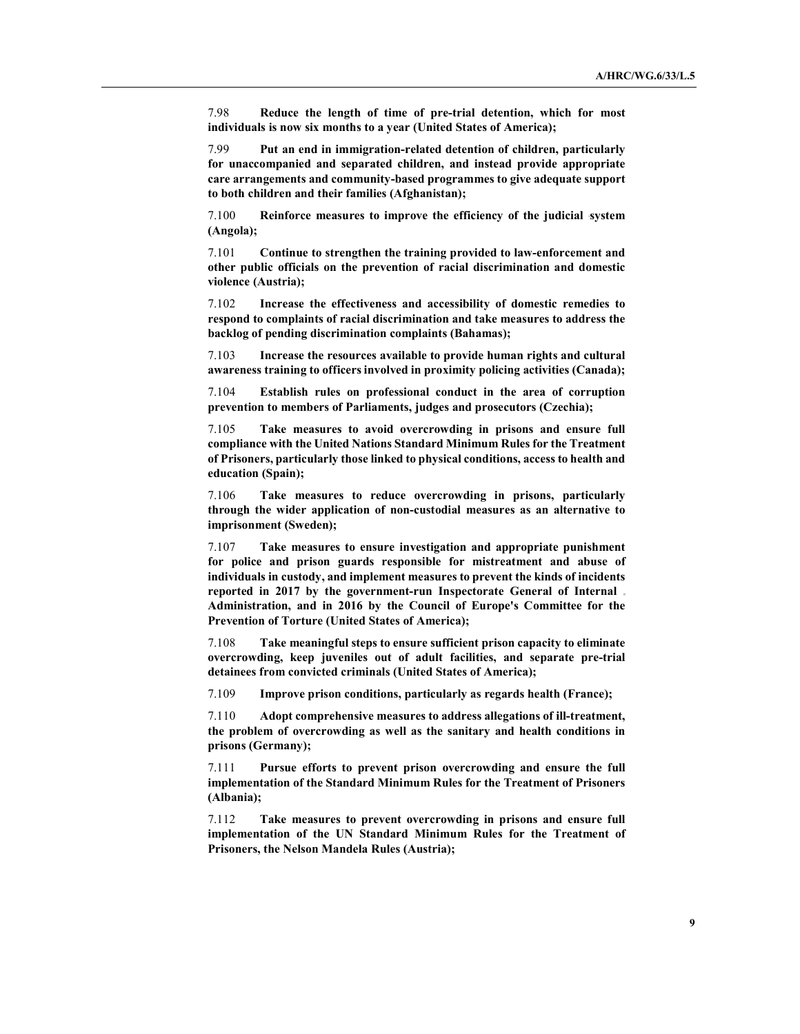7.98 **Reduce the length of time of pre-trial detention, which for most individuals is now six months to a year (United States of America);**

7.99 **Put an end in immigration-related detention of children, particularly for unaccompanied and separated children, and instead provide appropriate care arrangements and community-based programmes to give adequate support to both children and their families (Afghanistan);**

7.100 **Reinforce measures to improve the efficiency of the judicial system (Angola);**

7.101 **Continue to strengthen the training provided to law-enforcement and other public officials on the prevention of racial discrimination and domestic violence (Austria);**

7.102 **Increase the effectiveness and accessibility of domestic remedies to respond to complaints of racial discrimination and take measures to address the backlog of pending discrimination complaints (Bahamas);**

7.103 **Increase the resources available to provide human rights and cultural awareness training to officers involved in proximity policing activities (Canada);**

7.104 **Establish rules on professional conduct in the area of corruption prevention to members of Parliaments, judges and prosecutors (Czechia);**

7.105 **Take measures to avoid overcrowding in prisons and ensure full compliance with the United Nations Standard Minimum Rules for the Treatment of Prisoners, particularly those linked to physical conditions, access to health and education (Spain);**

7.106 **Take measures to reduce overcrowding in prisons, particularly through the wider application of non-custodial measures as an alternative to imprisonment (Sweden);**

7.107 **Take measures to ensure investigation and appropriate punishment for police and prison guards responsible for mistreatment and abuse of individuals in custody, and implement measures to prevent the kinds of incidents reported in 2017 by the government-run Inspectorate General of Internal Administration, and in 2016 by the Council of Europe's Committee for the Prevention of Torture (United States of America);**

7.108 **Take meaningful steps to ensure sufficient prison capacity to eliminate overcrowding, keep juveniles out of adult facilities, and separate pre-trial detainees from convicted criminals (United States of America);**

7.109 **Improve prison conditions, particularly as regards health (France);**

7.110 **Adopt comprehensive measures to address allegations of ill-treatment, the problem of overcrowding as well as the sanitary and health conditions in prisons (Germany);**

7.111 **Pursue efforts to prevent prison overcrowding and ensure the full implementation of the Standard Minimum Rules for the Treatment of Prisoners (Albania);**

7.112 **Take measures to prevent overcrowding in prisons and ensure full implementation of the UN Standard Minimum Rules for the Treatment of Prisoners, the Nelson Mandela Rules (Austria);**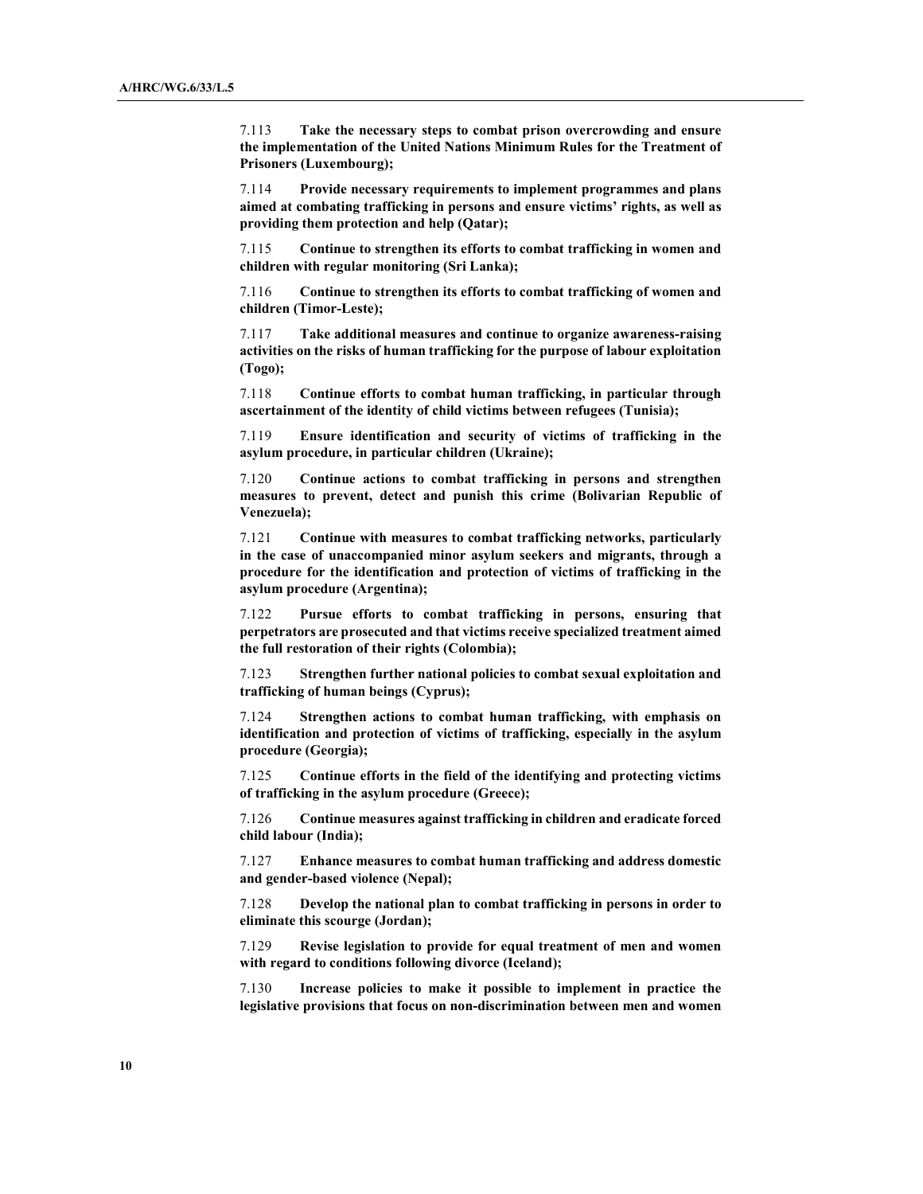7.113 **Take the necessary steps to combat prison overcrowding and ensure the implementation of the United Nations Minimum Rules for the Treatment of Prisoners (Luxembourg);**

7.114 **Provide necessary requirements to implement programmes and plans aimed at combating trafficking in persons and ensure victims' rights, as well as providing them protection and help (Qatar);**

7.115 **Continue to strengthen its efforts to combat trafficking in women and children with regular monitoring (Sri Lanka);**

7.116 **Continue to strengthen its efforts to combat trafficking of women and children (Timor-Leste);**

7.117 **Take additional measures and continue to organize awareness-raising activities on the risks of human trafficking for the purpose of labour exploitation (Togo);**

7.118 **Continue efforts to combat human trafficking, in particular through ascertainment of the identity of child victims between refugees (Tunisia);**

7.119 **Ensure identification and security of victims of trafficking in the asylum procedure, in particular children (Ukraine);**

7.120 **Continue actions to combat trafficking in persons and strengthen measures to prevent, detect and punish this crime (Bolivarian Republic of Venezuela);**

7.121 **Continue with measures to combat trafficking networks, particularly in the case of unaccompanied minor asylum seekers and migrants, through a procedure for the identification and protection of victims of trafficking in the asylum procedure (Argentina);**

7.122 **Pursue efforts to combat trafficking in persons, ensuring that perpetrators are prosecuted and that victims receive specialized treatment aimed the full restoration of their rights (Colombia);**

7.123 **Strengthen further national policies to combat sexual exploitation and trafficking of human beings (Cyprus);**

7.124 **Strengthen actions to combat human trafficking, with emphasis on identification and protection of victims of trafficking, especially in the asylum procedure (Georgia);**

7.125 **Continue efforts in the field of the identifying and protecting victims of trafficking in the asylum procedure (Greece);**

7.126 **Continue measures against trafficking in children and eradicate forced child labour (India);**

7.127 **Enhance measures to combat human trafficking and address domestic and gender-based violence (Nepal);**

7.128 **Develop the national plan to combat trafficking in persons in order to eliminate this scourge (Jordan);**

7.129 **Revise legislation to provide for equal treatment of men and women with regard to conditions following divorce (Iceland);**

7.130 **Increase policies to make it possible to implement in practice the legislative provisions that focus on non-discrimination between men and women**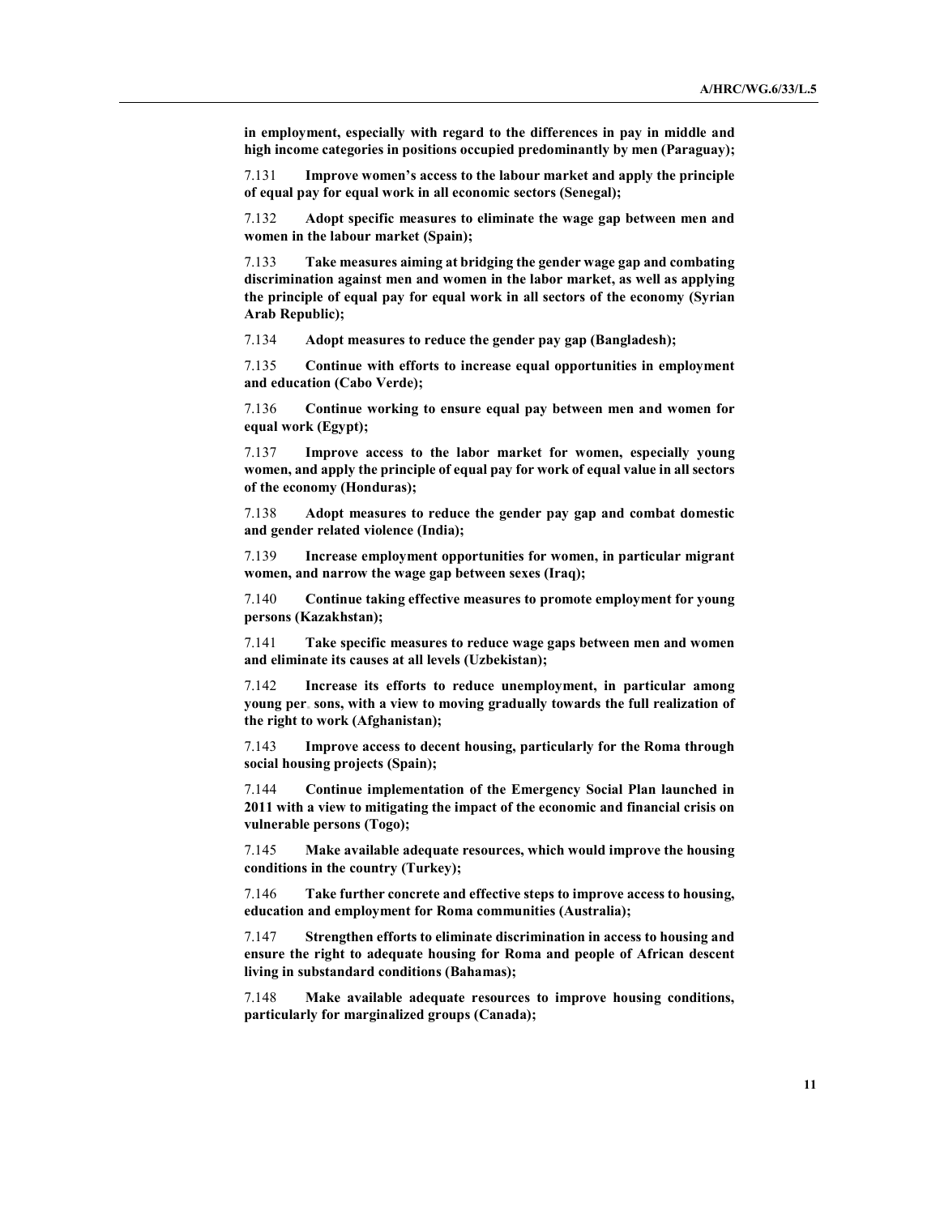**in employment, especially with regard to the differences in pay in middle and high income categories in positions occupied predominantly by men (Paraguay);**

7.131 **Improve women's access to the labour market and apply the principle of equal pay for equal work in all economic sectors (Senegal);**

7.132 **Adopt specific measures to eliminate the wage gap between men and women in the labour market (Spain);**

7.133 **Take measures aiming at bridging the gender wage gap and combating discrimination against men and women in the labor market, as well as applying the principle of equal pay for equal work in all sectors of the economy (Syrian Arab Republic);**

7.134 **Adopt measures to reduce the gender pay gap (Bangladesh);**

7.135 **Continue with efforts to increase equal opportunities in employment and education (Cabo Verde);**

7.136 **Continue working to ensure equal pay between men and women for equal work (Egypt);**

7.137 **Improve access to the labor market for women, especially young women, and apply the principle of equal pay for work of equal value in all sectors of the economy (Honduras);**

7.138 **Adopt measures to reduce the gender pay gap and combat domestic and gender related violence (India);**

7.139 **Increase employment opportunities for women, in particular migrant women, and narrow the wage gap between sexes (Iraq);**

7.140 **Continue taking effective measures to promote employment for young persons (Kazakhstan);**

7.141 **Take specific measures to reduce wage gaps between men and women and eliminate its causes at all levels (Uzbekistan);**

7.142 **Increase its efforts to reduce unemployment, in particular among young per sons, with a view to moving gradually towards the full realization of the right to work (Afghanistan);**

7.143 **Improve access to decent housing, particularly for the Roma through social housing projects (Spain);**

7.144 **Continue implementation of the Emergency Social Plan launched in 2011 with a view to mitigating the impact of the economic and financial crisis on vulnerable persons (Togo);**

7.145 **Make available adequate resources, which would improve the housing conditions in the country (Turkey);**

7.146 **Take further concrete and effective steps to improve access to housing, education and employment for Roma communities (Australia);**

7.147 **Strengthen efforts to eliminate discrimination in access to housing and ensure the right to adequate housing for Roma and people of African descent living in substandard conditions (Bahamas);**

7.148 **Make available adequate resources to improve housing conditions, particularly for marginalized groups (Canada);**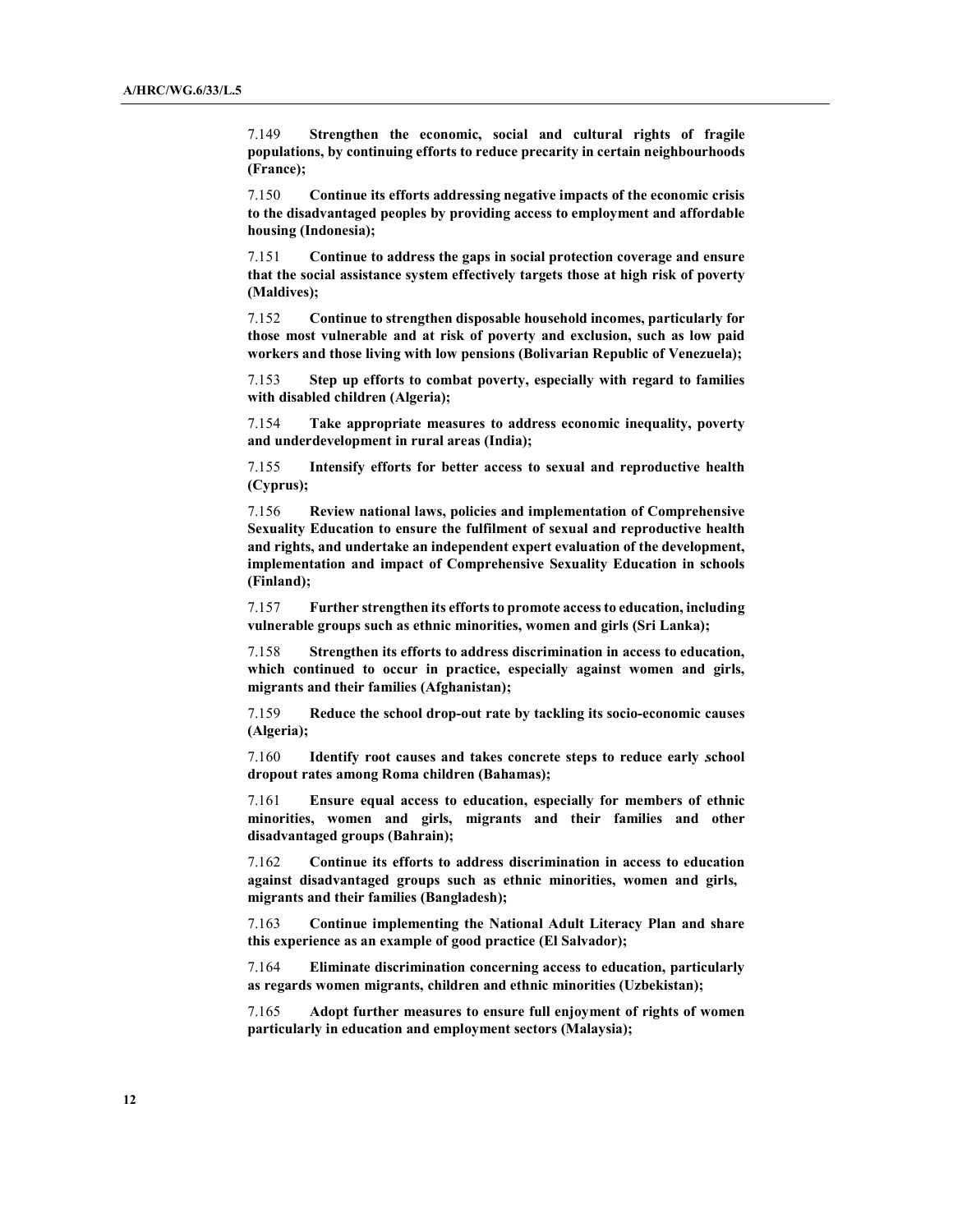7.149 **Strengthen the economic, social and cultural rights of fragile populations, by continuing efforts to reduce precarity in certain neighbourhoods (France);**

7.150 **Continue its efforts addressing negative impacts of the economic crisis to the disadvantaged peoples by providing access to employment and affordable housing (Indonesia);**

7.151 **Continue to address the gaps in social protection coverage and ensure that the social assistance system effectively targets those at high risk of poverty (Maldives);**

7.152 **Continue to strengthen disposable household incomes, particularly for those most vulnerable and at risk of poverty and exclusion, such as low paid workers and those living with low pensions (Bolivarian Republic of Venezuela);**

7.153 **Step up efforts to combat poverty, especially with regard to families with disabled children (Algeria);**

7.154 **Take appropriate measures to address economic inequality, poverty and underdevelopment in rural areas (India);**

7.155 **Intensify efforts for better access to sexual and reproductive health (Cyprus);**

7.156 **Review national laws, policies and implementation of Comprehensive Sexuality Education to ensure the fulfilment of sexual and reproductive health and rights, and undertake an independent expert evaluation of the development, implementation and impact of Comprehensive Sexuality Education in schools (Finland);**

7.157 **Further strengthen its efforts to promote access to education, including vulnerable groups such as ethnic minorities, women and girls (Sri Lanka);**

7.158 **Strengthen its efforts to address discrimination in access to education, which continued to occur in practice, especially against women and girls, migrants and their families (Afghanistan);**

7.159 **Reduce the school drop-out rate by tackling its socio-economic causes (Algeria);**

7.160 **Identify root causes and takes concrete steps to reduce early school dropout rates among Roma children (Bahamas);**

7.161 **Ensure equal access to education, especially for members of ethnic minorities, women and girls, migrants and their families and other disadvantaged groups (Bahrain);**

7.162 **Continue its efforts to address discrimination in access to education against disadvantaged groups such as ethnic minorities, women and girls, migrants and their families (Bangladesh);**

7.163 **Continue implementing the National Adult Literacy Plan and share this experience as an example of good practice (El Salvador);**

7.164 **Eliminate discrimination concerning access to education, particularly as regards women migrants, children and ethnic minorities (Uzbekistan);**

7.165 **Adopt further measures to ensure full enjoyment of rights of women particularly in education and employment sectors (Malaysia);**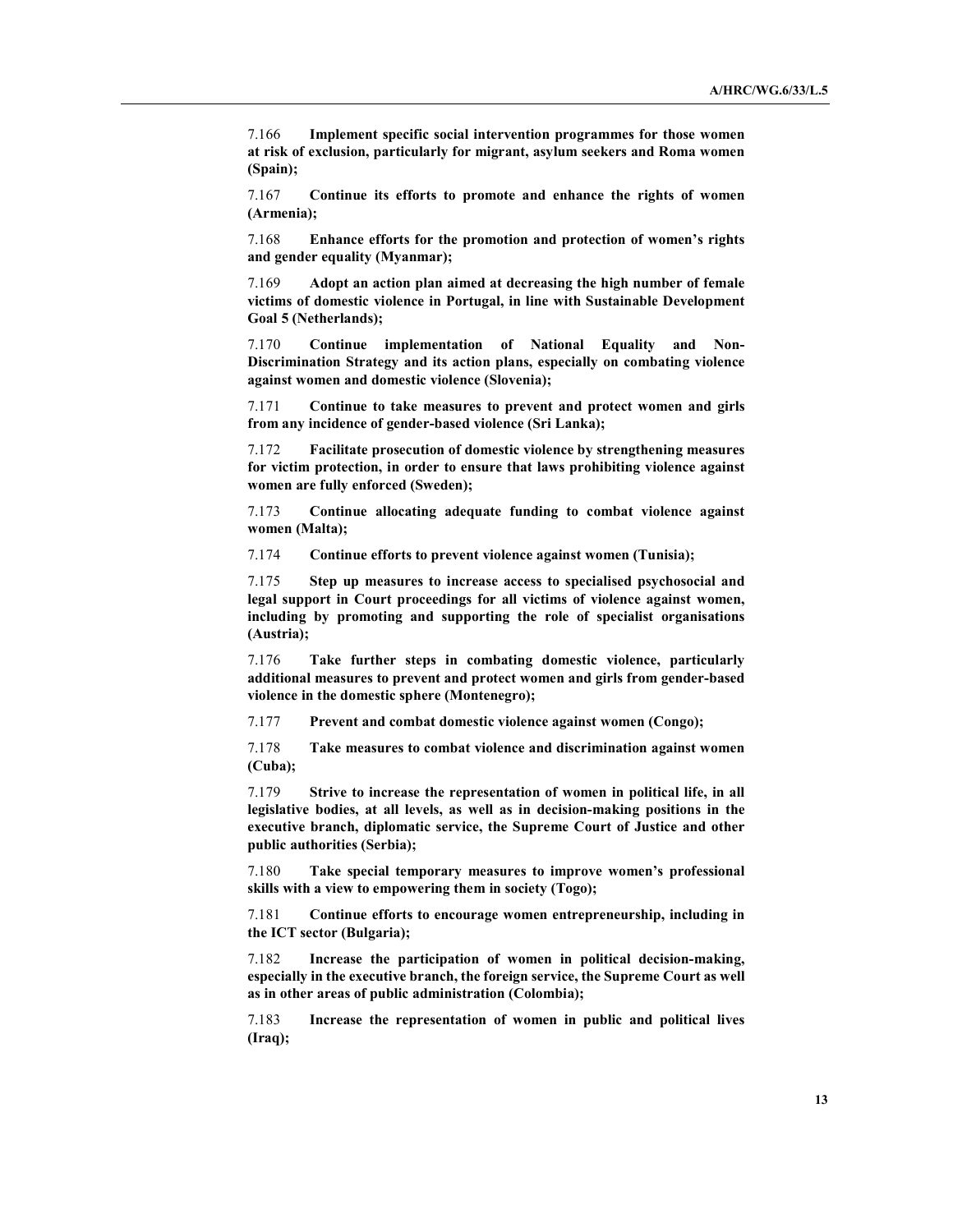7.166 **Implement specific social intervention programmes for those women at risk of exclusion, particularly for migrant, asylum seekers and Roma women (Spain);**

7.167 **Continue its efforts to promote and enhance the rights of women (Armenia);**

7.168 **Enhance efforts for the promotion and protection of women's rights and gender equality (Myanmar);**

7.169 **Adopt an action plan aimed at decreasing the high number of female victims of domestic violence in Portugal, in line with Sustainable Development Goal 5 (Netherlands);**

7.170 **Continue implementation of National Equality and Non-Discrimination Strategy and its action plans, especially on combating violence against women and domestic violence (Slovenia);**

7.171 **Continue to take measures to prevent and protect women and girls from any incidence of gender-based violence (Sri Lanka);**

7.172 **Facilitate prosecution of domestic violence by strengthening measures for victim protection, in order to ensure that laws prohibiting violence against women are fully enforced (Sweden);**

7.173 **Continue allocating adequate funding to combat violence against women (Malta);**

7.174 **Continue efforts to prevent violence against women (Tunisia);**

7.175 **Step up measures to increase access to specialised psychosocial and legal support in Court proceedings for all victims of violence against women, including by promoting and supporting the role of specialist organisations (Austria);**

7.176 **Take further steps in combating domestic violence, particularly additional measures to prevent and protect women and girls from gender-based violence in the domestic sphere (Montenegro);**

7.177 **Prevent and combat domestic violence against women (Congo);**

7.178 **Take measures to combat violence and discrimination against women (Cuba);**

7.179 **Strive to increase the representation of women in political life, in all legislative bodies, at all levels, as well as in decision-making positions in the executive branch, diplomatic service, the Supreme Court of Justice and other public authorities (Serbia);**

7.180 **Take special temporary measures to improve women's professional skills with a view to empowering them in society (Togo);**

7.181 **Continue efforts to encourage women entrepreneurship, including in the ICT sector (Bulgaria);**

7.182 **Increase the participation of women in political decision-making, especially in the executive branch, the foreign service, the Supreme Court as well as in other areas of public administration (Colombia);**

7.183 **Increase the representation of women in public and political lives (Iraq);**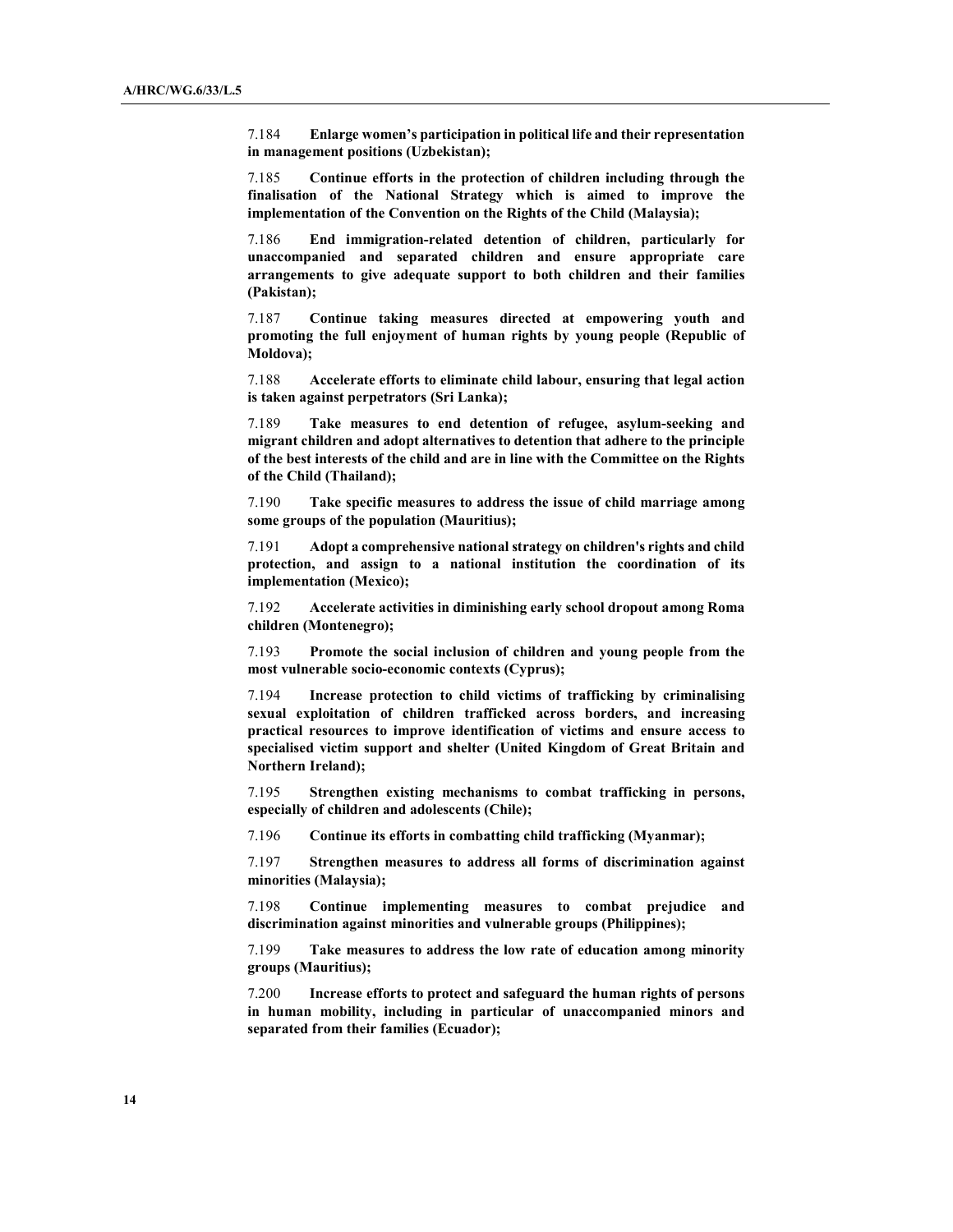7.184 **Enlarge women's participation in political life and their representation in management positions (Uzbekistan);**

7.185 **Continue efforts in the protection of children including through the finalisation of the National Strategy which is aimed to improve the implementation of the Convention on the Rights of the Child (Malaysia);**

7.186 **End immigration-related detention of children, particularly for unaccompanied and separated children and ensure appropriate care arrangements to give adequate support to both children and their families (Pakistan);**

7.187 **Continue taking measures directed at empowering youth and promoting the full enjoyment of human rights by young people (Republic of Moldova);**

7.188 **Accelerate efforts to eliminate child labour, ensuring that legal action is taken against perpetrators (Sri Lanka);**

7.189 **Take measures to end detention of refugee, asylum-seeking and migrant children and adopt alternatives to detention that adhere to the principle of the best interests of the child and are in line with the Committee on the Rights of the Child (Thailand);**

7.190 **Take specific measures to address the issue of child marriage among some groups of the population (Mauritius);**

7.191 **Adopt a comprehensive national strategy on children's rights and child protection, and assign to a national institution the coordination of its implementation (Mexico);**

7.192 **Accelerate activities in diminishing early school dropout among Roma children (Montenegro);**

7.193 **Promote the social inclusion of children and young people from the most vulnerable socio-economic contexts (Cyprus);**

7.194 **Increase protection to child victims of trafficking by criminalising sexual exploitation of children trafficked across borders, and increasing practical resources to improve identification of victims and ensure access to specialised victim support and shelter (United Kingdom of Great Britain and Northern Ireland);**

7.195 **Strengthen existing mechanisms to combat trafficking in persons, especially of children and adolescents (Chile);**

7.196 **Continue its efforts in combatting child trafficking (Myanmar);**

7.197 **Strengthen measures to address all forms of discrimination against minorities (Malaysia);**

7.198 **Continue implementing measures to combat prejudice and discrimination against minorities and vulnerable groups (Philippines);**

7.199 **Take measures to address the low rate of education among minority groups (Mauritius);**

7.200 **Increase efforts to protect and safeguard the human rights of persons in human mobility, including in particular of unaccompanied minors and separated from their families (Ecuador);**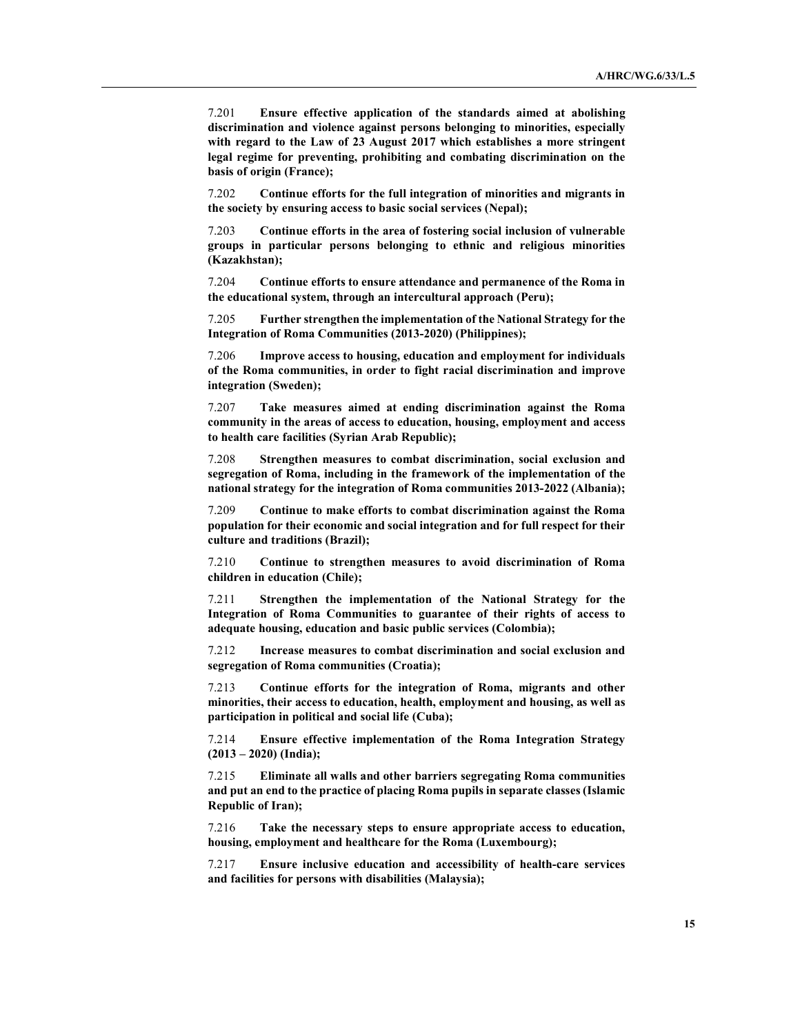7.201 **Ensure effective application of the standards aimed at abolishing discrimination and violence against persons belonging to minorities, especially with regard to the Law of 23 August 2017 which establishes a more stringent legal regime for preventing, prohibiting and combating discrimination on the basis of origin (France);**

7.202 **Continue efforts for the full integration of minorities and migrants in the society by ensuring access to basic social services (Nepal);**

7.203 **Continue efforts in the area of fostering social inclusion of vulnerable groups in particular persons belonging to ethnic and religious minorities (Kazakhstan);**

7.204 **Continue efforts to ensure attendance and permanence of the Roma in the educational system, through an intercultural approach (Peru);**

7.205 **Further strengthen the implementation of the National Strategy for the Integration of Roma Communities (2013-2020) (Philippines);**

7.206 **Improve access to housing, education and employment for individuals of the Roma communities, in order to fight racial discrimination and improve integration (Sweden);**

7.207 **Take measures aimed at ending discrimination against the Roma community in the areas of access to education, housing, employment and access to health care facilities (Syrian Arab Republic);**

7.208 **Strengthen measures to combat discrimination, social exclusion and segregation of Roma, including in the framework of the implementation of the national strategy for the integration of Roma communities 2013-2022 (Albania);**

7.209 **Continue to make efforts to combat discrimination against the Roma population for their economic and social integration and for full respect for their culture and traditions (Brazil);**

7.210 **Continue to strengthen measures to avoid discrimination of Roma children in education (Chile);**

7.211 **Strengthen the implementation of the National Strategy for the Integration of Roma Communities to guarantee of their rights of access to adequate housing, education and basic public services (Colombia);**

7.212 **Increase measures to combat discrimination and social exclusion and segregation of Roma communities (Croatia);**

7.213 **Continue efforts for the integration of Roma, migrants and other minorities, their access to education, health, employment and housing, as well as participation in political and social life (Cuba);**

7.214 **Ensure effective implementation of the Roma Integration Strategy (2013 – 2020) (India);**

7.215 **Eliminate all walls and other barriers segregating Roma communities and put an end to the practice of placing Roma pupils in separate classes (Islamic Republic of Iran);**

7.216 **Take the necessary steps to ensure appropriate access to education, housing, employment and healthcare for the Roma (Luxembourg);**

7.217 **Ensure inclusive education and accessibility of health-care services and facilities for persons with disabilities (Malaysia);**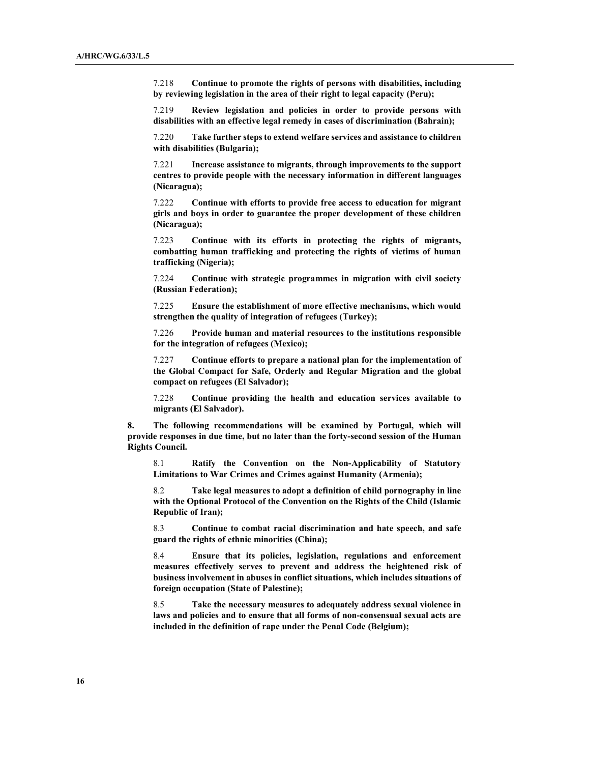7.218 **Continue to promote the rights of persons with disabilities, including by reviewing legislation in the area of their right to legal capacity (Peru);**

7.219 **Review legislation and policies in order to provide persons with disabilities with an effective legal remedy in cases of discrimination (Bahrain);**

7.220 **Take further steps to extend welfare services and assistance to children with disabilities (Bulgaria);**

7.221 **Increase assistance to migrants, through improvements to the support centres to provide people with the necessary information in different languages (Nicaragua);**

7.222 **Continue with efforts to provide free access to education for migrant girls and boys in order to guarantee the proper development of these children (Nicaragua);**

7.223 **Continue with its efforts in protecting the rights of migrants, combatting human trafficking and protecting the rights of victims of human trafficking (Nigeria);**

7.224 **Continue with strategic programmes in migration with civil society (Russian Federation);**

7.225 **Ensure the establishment of more effective mechanisms, which would strengthen the quality of integration of refugees (Turkey);**

7.226 **Provide human and material resources to the institutions responsible for the integration of refugees (Mexico);**

7.227 **Continue efforts to prepare a national plan for the implementation of the Global Compact for Safe, Orderly and Regular Migration and the global compact on refugees (El Salvador);**

7.228 **Continue providing the health and education services available to migrants (El Salvador).**

**8. The following recommendations will be examined by Portugal, which will provide responses in due time, but no later than the forty-second session of the Human Rights Council.**

8.1 **Ratify the Convention on the Non-Applicability of Statutory Limitations to War Crimes and Crimes against Humanity (Armenia);**

8.2 **Take legal measures to adopt a definition of child pornography in line with the Optional Protocol of the Convention on the Rights of the Child (Islamic Republic of Iran);**

8.3 **Continue to combat racial discrimination and hate speech, and safe guard the rights of ethnic minorities (China);**

8.4 **Ensure that its policies, legislation, regulations and enforcement measures effectively serves to prevent and address the heightened risk of business involvement in abuses in conflict situations, which includes situations of foreign occupation (State of Palestine);**

8.5 **Take the necessary measures to adequately address sexual violence in laws and policies and to ensure that all forms of non-consensual sexual acts are included in the definition of rape under the Penal Code (Belgium);**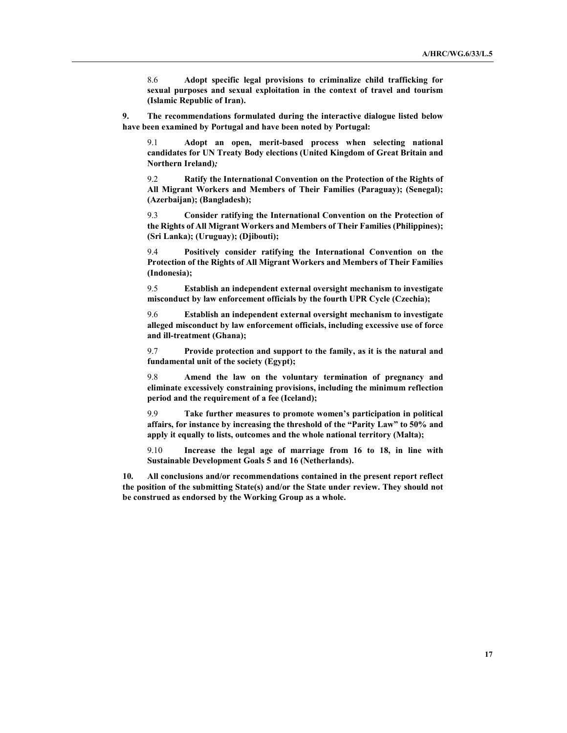8.6 **Adopt specific legal provisions to criminalize child trafficking for sexual purposes and sexual exploitation in the context of travel and tourism (Islamic Republic of Iran).**

**9. The recommendations formulated during the interactive dialogue listed below have been examined by Portugal and have been noted by Portugal:**

9.1 **Adopt an open, merit-based process when selecting national candidates for UN Treaty Body elections (United Kingdom of Great Britain and Northern Ireland)*;***

9.2 **Ratify the International Convention on the Protection of the Rights of All Migrant Workers and Members of Their Families (Paraguay); (Senegal); (Azerbaijan); (Bangladesh);**

9.3 **Consider ratifying the International Convention on the Protection of the Rights of All Migrant Workers and Members of Their Families (Philippines); (Sri Lanka); (Uruguay); (Djibouti);**

9.4 **Positively consider ratifying the International Convention on the Protection of the Rights of All Migrant Workers and Members of Their Families (Indonesia);**

9.5 **Establish an independent external oversight mechanism to investigate misconduct by law enforcement officials by the fourth UPR Cycle (Czechia);**

9.6 **Establish an independent external oversight mechanism to investigate alleged misconduct by law enforcement officials, including excessive use of force and ill-treatment (Ghana);**

9.7 **Provide protection and support to the family, as it is the natural and fundamental unit of the society (Egypt);**

9.8 **Amend the law on the voluntary termination of pregnancy and eliminate excessively constraining provisions, including the minimum reflection period and the requirement of a fee (Iceland);**

9.9 **Take further measures to promote women's participation in political affairs, for instance by increasing the threshold of the "Parity Law" to 50% and apply it equally to lists, outcomes and the whole national territory (Malta);**

9.10 **Increase the legal age of marriage from 16 to 18, in line with Sustainable Development Goals 5 and 16 (Netherlands).**

**10. All conclusions and/or recommendations contained in the present report reflect the position of the submitting State(s) and/or the State under review. They should not be construed as endorsed by the Working Group as a whole.**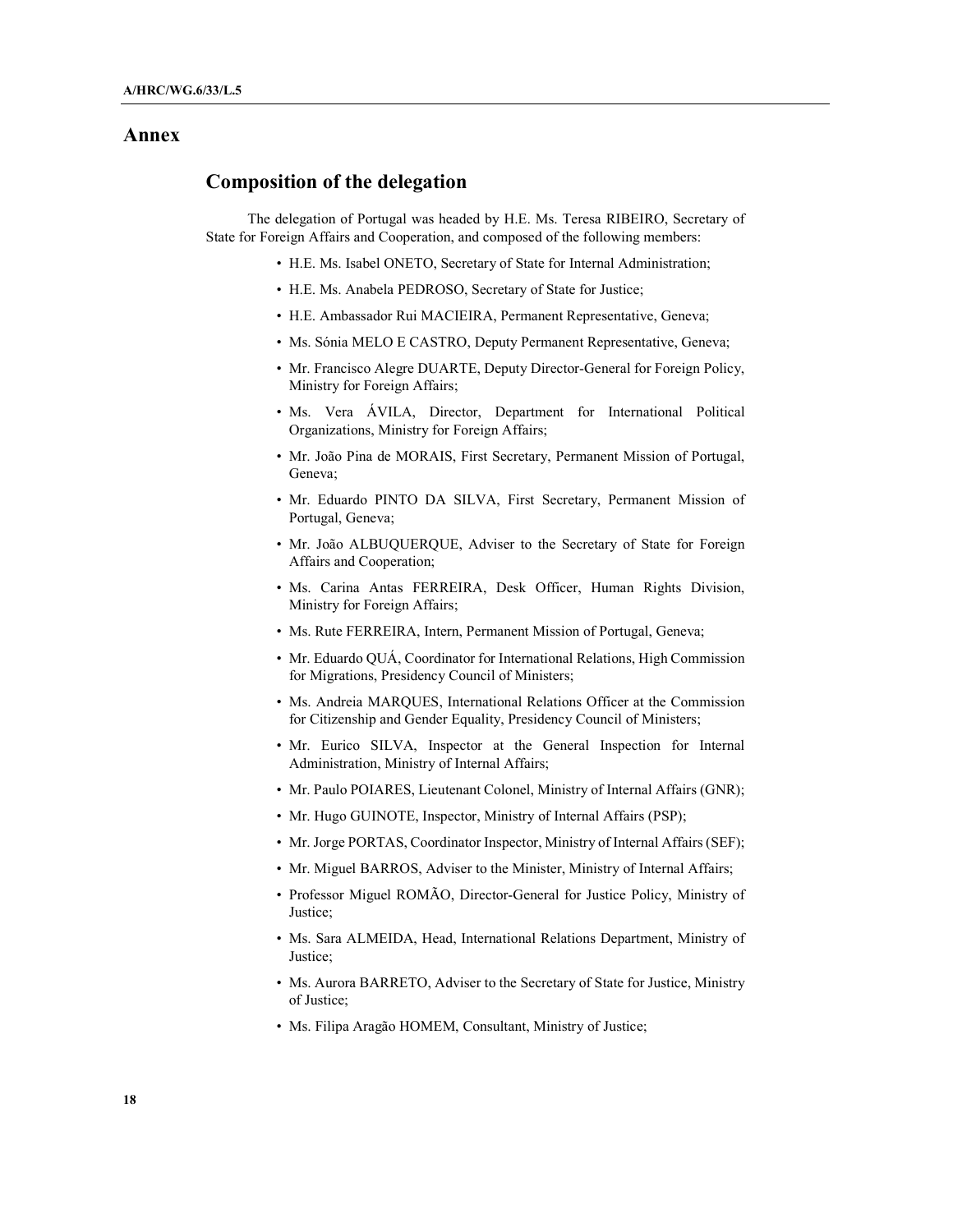# Annex

## Composition of the delegation

The delegation of Portugal was headed by H.E. Ms. Teresa RIBEIRO, Secretary of State for Foreign Affairs and Cooperation, and composed of the following members:

- H.E. Ms. Isabel ONETO, Secretary of State for Internal Administration;
- H.E. Ms. Anabela PEDROSO, Secretary of State for Justice;
- H.E. Ambassador Rui MACIEIRA, Permanent Representative, Geneva;
- Ms. Sónia MELO E CASTRO, Deputy Permanent Representative, Geneva;
- Mr. Francisco Alegre DUARTE, Deputy Director-General for Foreign Policy, Ministry for Foreign Affairs;
- Ms. Vera ÁVILA, Director, Department for International Political Organizations, Ministry for Foreign Affairs;
- Mr. João Pina de MORAIS, First Secretary, Permanent Mission of Portugal, Geneva;
- Mr. Eduardo PINTO DA SILVA, First Secretary, Permanent Mission of Portugal, Geneva;
- Mr. João ALBUQUERQUE, Adviser to the Secretary of State for Foreign Affairs and Cooperation;
- Ms. Carina Antas FERREIRA, Desk Officer, Human Rights Division, Ministry for Foreign Affairs;
- Ms. Rute FERREIRA, Intern, Permanent Mission of Portugal, Geneva;
- Mr. Eduardo QUÁ, Coordinator for International Relations, High Commission for Migrations, Presidency Council of Ministers;
- Ms. Andreia MARQUES, International Relations Officer at the Commission for Citizenship and Gender Equality, Presidency Council of Ministers;
- Mr. Eurico SILVA, Inspector at the General Inspection for Internal Administration, Ministry of Internal Affairs;
- Mr. Paulo POIARES, Lieutenant Colonel, Ministry of Internal Affairs (GNR);
- Mr. Hugo GUINOTE, Inspector, Ministry of Internal Affairs (PSP);
- Mr. Jorge PORTAS, Coordinator Inspector, Ministry of Internal Affairs (SEF);
- Mr. Miguel BARROS, Adviser to the Minister, Ministry of Internal Affairs;
- Professor Miguel ROMÃO, Director-General for Justice Policy, Ministry of Justice;
- Ms. Sara ALMEIDA, Head, International Relations Department, Ministry of Justice;
- Ms. Aurora BARRETO, Adviser to the Secretary of State for Justice, Ministry of Justice;
- Ms. Filipa Aragão HOMEM, Consultant, Ministry of Justice;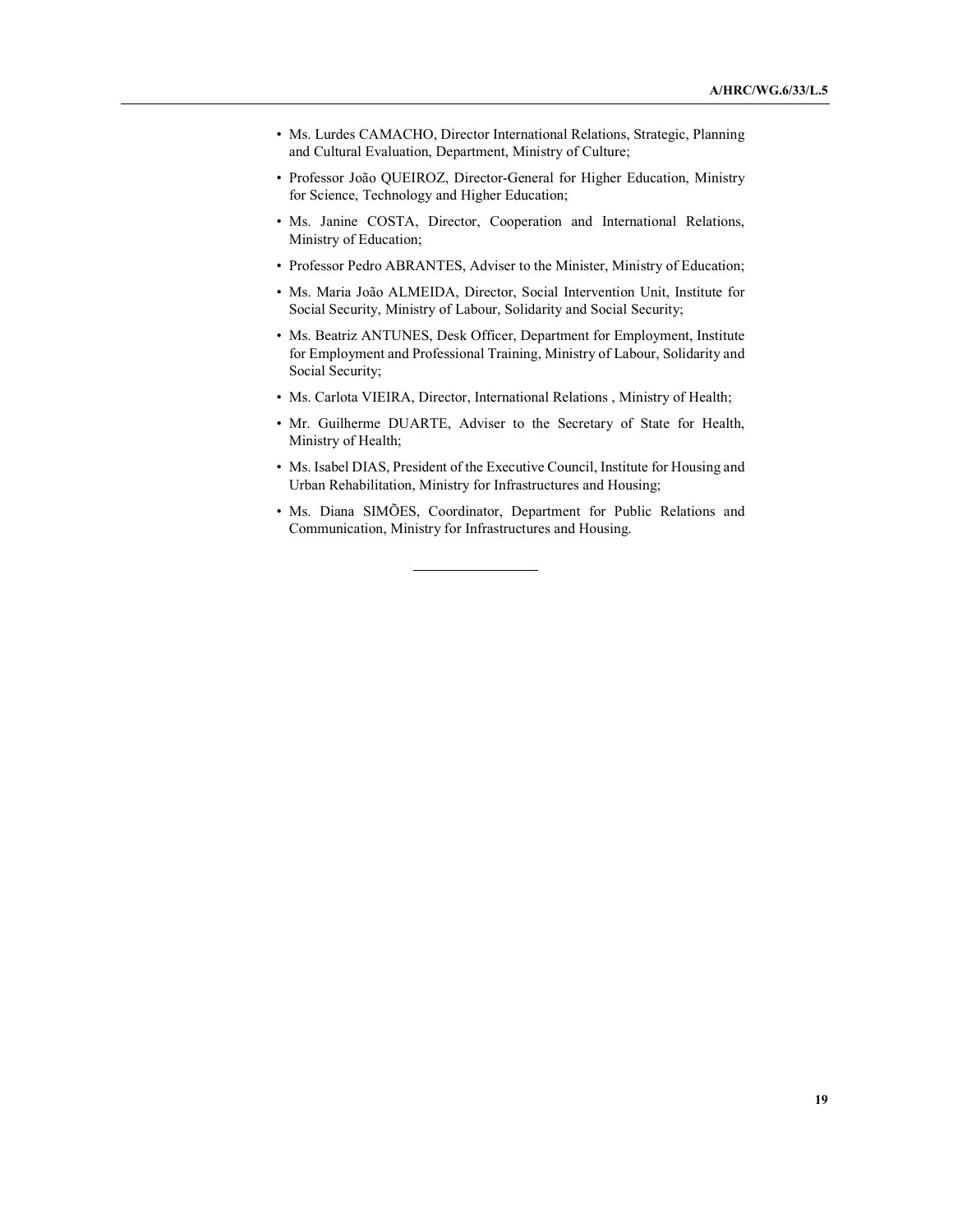- Ms. Lurdes CAMACHO, Director International Relations, Strategic, Planning and Cultural Evaluation, Department, Ministry of Culture;
- Professor João QUEIROZ, Director-General for Higher Education, Ministry for Science, Technology and Higher Education;
- Ms. Janine COSTA, Director, Cooperation and International Relations, Ministry of Education;
- Professor Pedro ABRANTES, Adviser to the Minister, Ministry of Education;
- Ms. Maria João ALMEIDA, Director, Social Intervention Unit, Institute for Social Security, Ministry of Labour, Solidarity and Social Security;
- Ms. Beatriz ANTUNES, Desk Officer, Department for Employment, Institute for Employment and Professional Training, Ministry of Labour, Solidarity and Social Security;
- Ms. Carlota VIEIRA, Director, International Relations , Ministry of Health;
- Mr. Guilherme DUARTE, Adviser to the Secretary of State for Health, Ministry of Health;
- Ms. Isabel DIAS, President of the Executive Council, Institute for Housing and Urban Rehabilitation, Ministry for Infrastructures and Housing;
- Ms. Diana SIMÕES, Coordinator, Department for Public Relations and Communication, Ministry for Infrastructures and Housing.